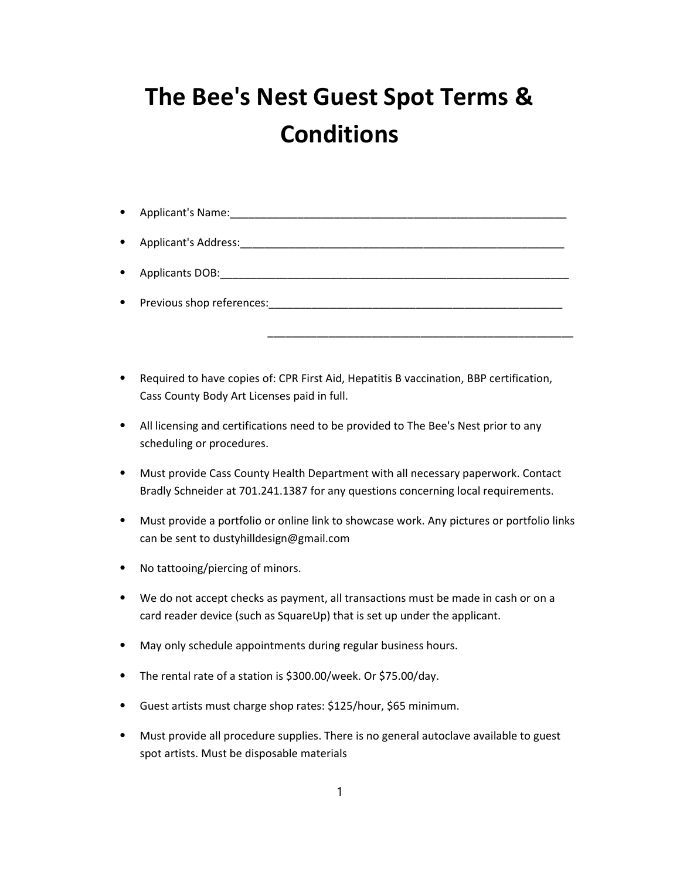# The Bee's Nest Guest Spot Terms & Conditions

- Applicant's Name:_______________________________________________________
- Applicant's Address:_____________________________________________________
- Applicants DOB:_________________________________________________________
- Previous shop references:_______________________________________________

  _______________________________________________

- Required to have copies of: CPR First Aid, Hepatitis B vaccination, BBP certification, Cass County Body Art Licenses paid in full.
- All licensing and certifications need to be provided to The Bee's Nest prior to any scheduling or procedures.
- Must provide Cass County Health Department with all necessary paperwork. Contact Bradly Schneider at 701.241.1387 for any questions concerning local requirements.
- Must provide a portfolio or online link to showcase work. Any pictures or portfolio links can be sent to dustyhilldesign@gmail.com
- No tattooing/piercing of minors.
- We do not accept checks as payment, all transactions must be made in cash or on a card reader device (such as SquareUp) that is set up under the applicant.
- May only schedule appointments during regular business hours.
- The rental rate of a station is $300.00/week. Or $75.00/day.
- Guest artists must charge shop rates: $125/hour, $65 minimum.
- Must provide all procedure supplies. There is no general autoclave available to guest spot artists. Must be disposable materials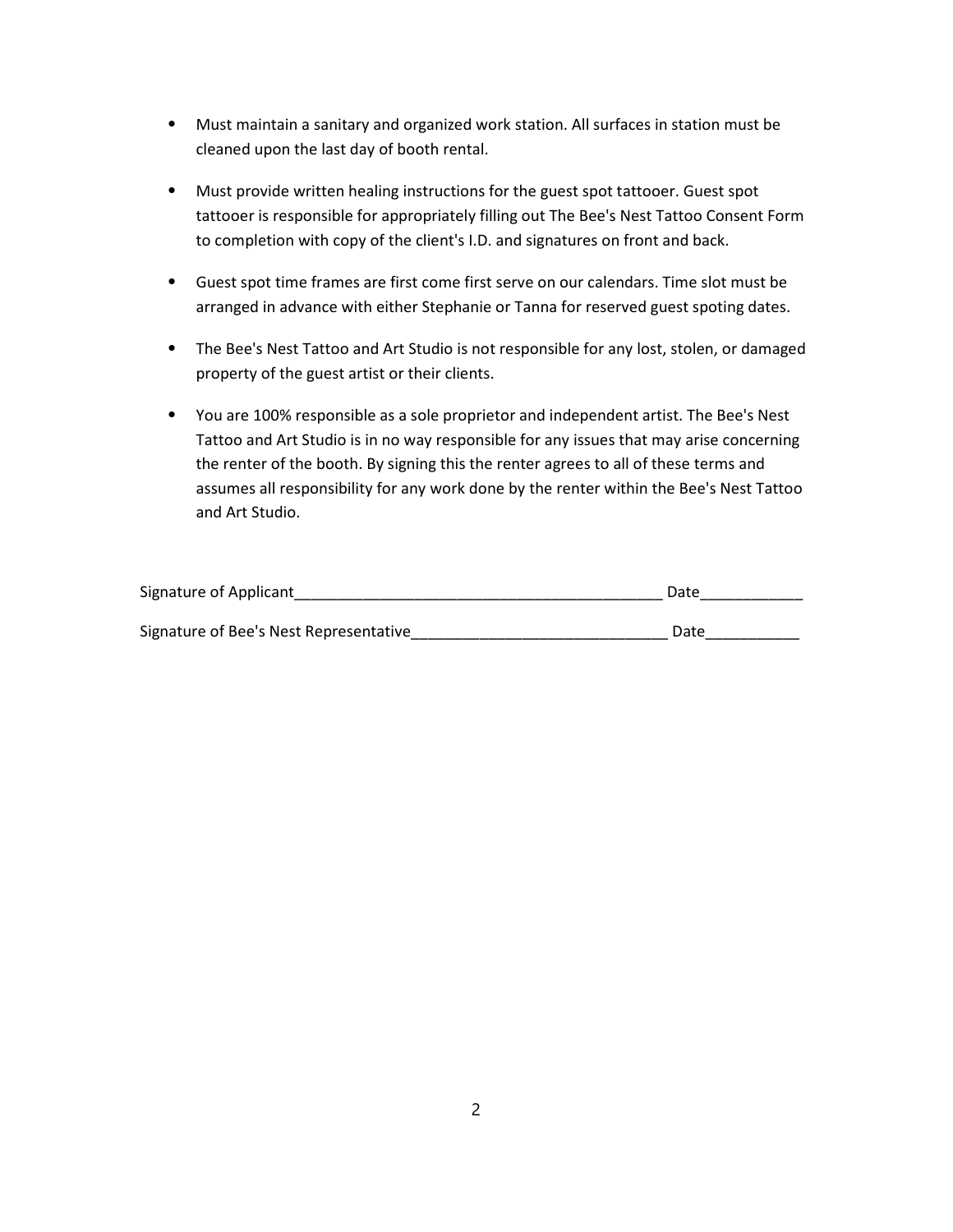- Must maintain a sanitary and organized work station. All surfaces in station must be cleaned upon the last day of booth rental.

- Must provide written healing instructions for the guest spot tattooer. Guest spot tattooer is responsible for appropriately filling out The Bee's Nest Tattoo Consent Form to completion with copy of the client's I.D. and signatures on front and back.

- Guest spot time frames are first come first serve on our calendars. Time slot must be arranged in advance with either Stephanie or Tanna for reserved guest spoting dates.

- The Bee's Nest Tattoo and Art Studio is not responsible for any lost, stolen, or damaged property of the guest artist or their clients.

- You are 100% responsible as a sole proprietor and independent artist. The Bee's Nest Tattoo and Art Studio is in no way responsible for any issues that may arise concerning the renter of the booth. By signing this the renter agrees to all of these terms and assumes all responsibility for any work done by the renter within the Bee's Nest Tattoo and Art Studio.

Signature of Applicant_____________________________________________ Date____________

Signature of Bee's Nest Representative______________________________ Date___________